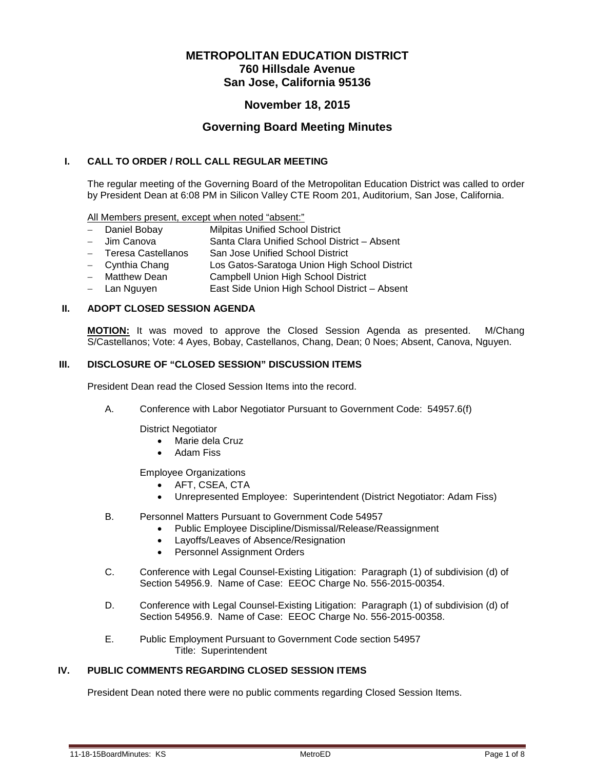# METROPOLITAN EDUCATION DISTRICT
# 760 Hillsdale Avenue
# San Jose, California 95136

## November 18, 2015

## Governing Board Meeting Minutes

### I. CALL TO ORDER / ROLL CALL REGULAR MEETING

The regular meeting of the Governing Board of the Metropolitan Education District was called to order by President Dean at 6:08 PM in Silicon Valley CTE Room 201, Auditorium, San Jose, California.

<u>All Members present, except when noted "absent:"</u>

- Daniel Bobay — Milpitas Unified School District
- Jim Canova — Santa Clara Unified School District – Absent
- Teresa Castellanos — San Jose Unified School District
- Cynthia Chang — Los Gatos-Saratoga Union High School District
- Matthew Dean — Campbell Union High School District
- Lan Nguyen — East Side Union High School District – Absent

### II. ADOPT CLOSED SESSION AGENDA

**<u>MOTION:</u>** It was moved to approve the Closed Session Agenda as presented. M/Chang S/Castellanos; Vote: 4 Ayes, Bobay, Castellanos, Chang, Dean; 0 Noes; Absent, Canova, Nguyen.

### III. DISCLOSURE OF "CLOSED SESSION" DISCUSSION ITEMS

President Dean read the Closed Session Items into the record.

A. Conference with Labor Negotiator Pursuant to Government Code: 54957.6(f)

District Negotiator
- Marie dela Cruz
- Adam Fiss

Employee Organizations
- AFT, CSEA, CTA
- Unrepresented Employee: Superintendent (District Negotiator: Adam Fiss)

B. Personnel Matters Pursuant to Government Code 54957
- Public Employee Discipline/Dismissal/Release/Reassignment
- Layoffs/Leaves of Absence/Resignation
- Personnel Assignment Orders

C. Conference with Legal Counsel-Existing Litigation: Paragraph (1) of subdivision (d) of Section 54956.9. Name of Case: EEOC Charge No. 556-2015-00354.

D. Conference with Legal Counsel-Existing Litigation: Paragraph (1) of subdivision (d) of Section 54956.9. Name of Case: EEOC Charge No. 556-2015-00358.

E. Public Employment Pursuant to Government Code section 54957
Title: Superintendent

### IV. PUBLIC COMMENTS REGARDING CLOSED SESSION ITEMS

President Dean noted there were no public comments regarding Closed Session Items.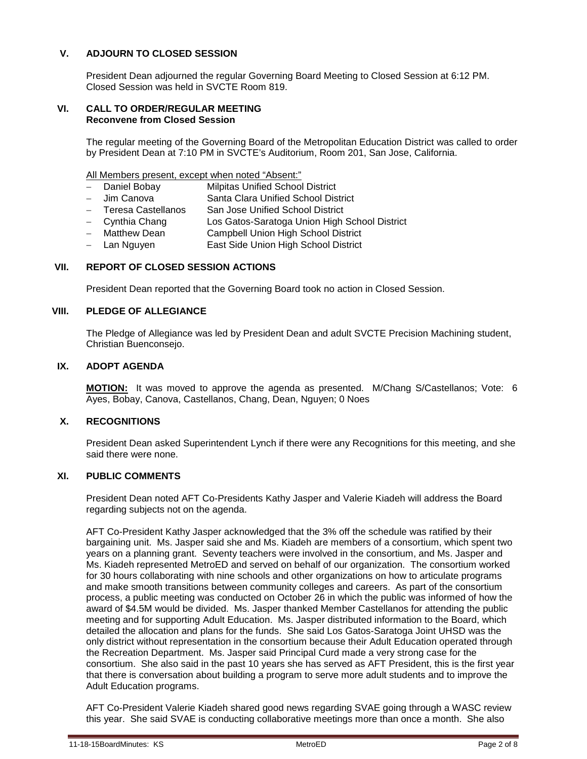## V. ADJOURN TO CLOSED SESSION

President Dean adjourned the regular Governing Board Meeting to Closed Session at 6:12 PM. Closed Session was held in SVCTE Room 819.

## VI. CALL TO ORDER/REGULAR MEETING
**Reconvene from Closed Session**

The regular meeting of the Governing Board of the Metropolitan Education District was called to order by President Dean at 7:10 PM in SVCTE's Auditorium, Room 201, San Jose, California.

All Members present, except when noted "Absent:"

- Daniel Bobay — Milpitas Unified School District
- Jim Canova — Santa Clara Unified School District
- Teresa Castellanos — San Jose Unified School District
- Cynthia Chang — Los Gatos-Saratoga Union High School District
- Matthew Dean — Campbell Union High School District
- Lan Nguyen — East Side Union High School District

## VII. REPORT OF CLOSED SESSION ACTIONS

President Dean reported that the Governing Board took no action in Closed Session.

## VIII. PLEDGE OF ALLEGIANCE

The Pledge of Allegiance was led by President Dean and adult SVCTE Precision Machining student, Christian Buenconsejo.

## IX. ADOPT AGENDA

**MOTION:** It was moved to approve the agenda as presented. M/Chang S/Castellanos; Vote: 6 Ayes, Bobay, Canova, Castellanos, Chang, Dean, Nguyen; 0 Noes

## X. RECOGNITIONS

President Dean asked Superintendent Lynch if there were any Recognitions for this meeting, and she said there were none.

## XI. PUBLIC COMMENTS

President Dean noted AFT Co-Presidents Kathy Jasper and Valerie Kiadeh will address the Board regarding subjects not on the agenda.

AFT Co-President Kathy Jasper acknowledged that the 3% off the schedule was ratified by their bargaining unit. Ms. Jasper said she and Ms. Kiadeh are members of a consortium, which spent two years on a planning grant. Seventy teachers were involved in the consortium, and Ms. Jasper and Ms. Kiadeh represented MetroED and served on behalf of our organization. The consortium worked for 30 hours collaborating with nine schools and other organizations on how to articulate programs and make smooth transitions between community colleges and careers. As part of the consortium process, a public meeting was conducted on October 26 in which the public was informed of how the award of $4.5M would be divided. Ms. Jasper thanked Member Castellanos for attending the public meeting and for supporting Adult Education. Ms. Jasper distributed information to the Board, which detailed the allocation and plans for the funds. She said Los Gatos-Saratoga Joint UHSD was the only district without representation in the consortium because their Adult Education operated through the Recreation Department. Ms. Jasper said Principal Curd made a very strong case for the consortium. She also said in the past 10 years she has served as AFT President, this is the first year that there is conversation about building a program to serve more adult students and to improve the Adult Education programs.

AFT Co-President Valerie Kiadeh shared good news regarding SVAE going through a WASC review this year. She said SVAE is conducting collaborative meetings more than once a month. She also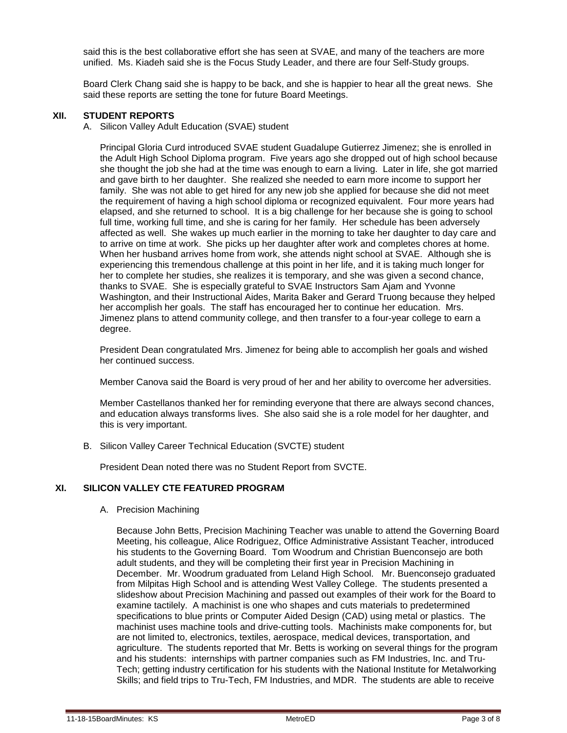said this is the best collaborative effort she has seen at SVAE, and many of the teachers are more unified. Ms. Kiadeh said she is the Focus Study Leader, and there are four Self-Study groups.

Board Clerk Chang said she is happy to be back, and she is happier to hear all the great news. She said these reports are setting the tone for future Board Meetings.

## XII. STUDENT REPORTS

A. Silicon Valley Adult Education (SVAE) student

Principal Gloria Curd introduced SVAE student Guadalupe Gutierrez Jimenez; she is enrolled in the Adult High School Diploma program. Five years ago she dropped out of high school because she thought the job she had at the time was enough to earn a living. Later in life, she got married and gave birth to her daughter. She realized she needed to earn more income to support her family. She was not able to get hired for any new job she applied for because she did not meet the requirement of having a high school diploma or recognized equivalent. Four more years had elapsed, and she returned to school. It is a big challenge for her because she is going to school full time, working full time, and she is caring for her family. Her schedule has been adversely affected as well. She wakes up much earlier in the morning to take her daughter to day care and to arrive on time at work. She picks up her daughter after work and completes chores at home. When her husband arrives home from work, she attends night school at SVAE. Although she is experiencing this tremendous challenge at this point in her life, and it is taking much longer for her to complete her studies, she realizes it is temporary, and she was given a second chance, thanks to SVAE. She is especially grateful to SVAE Instructors Sam Ajam and Yvonne Washington, and their Instructional Aides, Marita Baker and Gerard Truong because they helped her accomplish her goals. The staff has encouraged her to continue her education. Mrs. Jimenez plans to attend community college, and then transfer to a four-year college to earn a degree.

President Dean congratulated Mrs. Jimenez for being able to accomplish her goals and wished her continued success.

Member Canova said the Board is very proud of her and her ability to overcome her adversities.

Member Castellanos thanked her for reminding everyone that there are always second chances, and education always transforms lives. She also said she is a role model for her daughter, and this is very important.

B. Silicon Valley Career Technical Education (SVCTE) student

President Dean noted there was no Student Report from SVCTE.

## XI. SILICON VALLEY CTE FEATURED PROGRAM

A. Precision Machining

Because John Betts, Precision Machining Teacher was unable to attend the Governing Board Meeting, his colleague, Alice Rodriguez, Office Administrative Assistant Teacher, introduced his students to the Governing Board. Tom Woodrum and Christian Buenconsejo are both adult students, and they will be completing their first year in Precision Machining in December. Mr. Woodrum graduated from Leland High School. Mr. Buenconsejo graduated from Milpitas High School and is attending West Valley College. The students presented a slideshow about Precision Machining and passed out examples of their work for the Board to examine tactilely. A machinist is one who shapes and cuts materials to predetermined specifications to blue prints or Computer Aided Design (CAD) using metal or plastics. The machinist uses machine tools and drive-cutting tools. Machinists make components for, but are not limited to, electronics, textiles, aerospace, medical devices, transportation, and agriculture. The students reported that Mr. Betts is working on several things for the program and his students: internships with partner companies such as FM Industries, Inc. and Tru-Tech; getting industry certification for his students with the National Institute for Metalworking Skills; and field trips to Tru-Tech, FM Industries, and MDR. The students are able to receive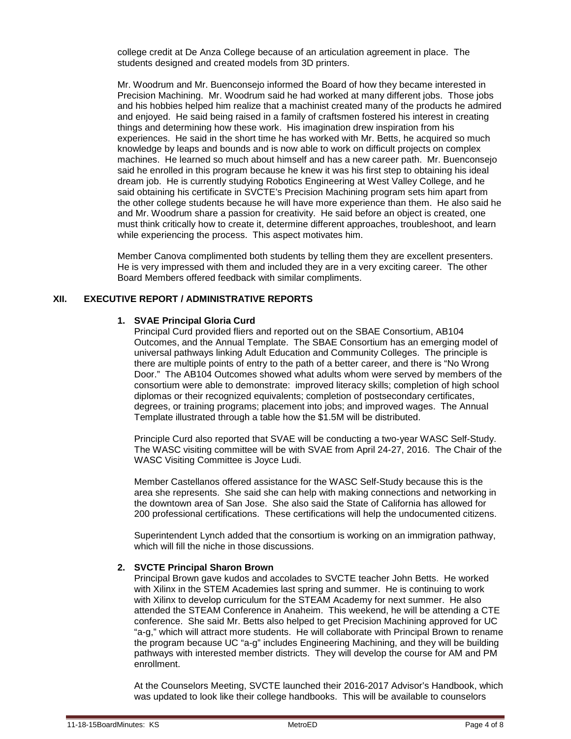college credit at De Anza College because of an articulation agreement in place. The students designed and created models from 3D printers.

Mr. Woodrum and Mr. Buenconsejo informed the Board of how they became interested in Precision Machining. Mr. Woodrum said he had worked at many different jobs. Those jobs and his hobbies helped him realize that a machinist created many of the products he admired and enjoyed. He said being raised in a family of craftsmen fostered his interest in creating things and determining how these work. His imagination drew inspiration from his experiences. He said in the short time he has worked with Mr. Betts, he acquired so much knowledge by leaps and bounds and is now able to work on difficult projects on complex machines. He learned so much about himself and has a new career path. Mr. Buenconsejo said he enrolled in this program because he knew it was his first step to obtaining his ideal dream job. He is currently studying Robotics Engineering at West Valley College, and he said obtaining his certificate in SVCTE's Precision Machining program sets him apart from the other college students because he will have more experience than them. He also said he and Mr. Woodrum share a passion for creativity. He said before an object is created, one must think critically how to create it, determine different approaches, troubleshoot, and learn while experiencing the process. This aspect motivates him.

Member Canova complimented both students by telling them they are excellent presenters. He is very impressed with them and included they are in a very exciting career. The other Board Members offered feedback with similar compliments.

## XII. EXECUTIVE REPORT / ADMINISTRATIVE REPORTS

**1. SVAE Principal Gloria Curd**

Principal Curd provided fliers and reported out on the SBAE Consortium, AB104 Outcomes, and the Annual Template. The SBAE Consortium has an emerging model of universal pathways linking Adult Education and Community Colleges. The principle is there are multiple points of entry to the path of a better career, and there is "No Wrong Door." The AB104 Outcomes showed what adults whom were served by members of the consortium were able to demonstrate: improved literacy skills; completion of high school diplomas or their recognized equivalents; completion of postsecondary certificates, degrees, or training programs; placement into jobs; and improved wages. The Annual Template illustrated through a table how the $1.5M will be distributed.

Principle Curd also reported that SVAE will be conducting a two-year WASC Self-Study. The WASC visiting committee will be with SVAE from April 24-27, 2016. The Chair of the WASC Visiting Committee is Joyce Ludi.

Member Castellanos offered assistance for the WASC Self-Study because this is the area she represents. She said she can help with making connections and networking in the downtown area of San Jose. She also said the State of California has allowed for 200 professional certifications. These certifications will help the undocumented citizens.

Superintendent Lynch added that the consortium is working on an immigration pathway, which will fill the niche in those discussions.

**2. SVCTE Principal Sharon Brown**

Principal Brown gave kudos and accolades to SVCTE teacher John Betts. He worked with Xilinx in the STEM Academies last spring and summer. He is continuing to work with Xilinx to develop curriculum for the STEAM Academy for next summer. He also attended the STEAM Conference in Anaheim. This weekend, he will be attending a CTE conference. She said Mr. Betts also helped to get Precision Machining approved for UC "a-g," which will attract more students. He will collaborate with Principal Brown to rename the program because UC "a-g" includes Engineering Machining, and they will be building pathways with interested member districts. They will develop the course for AM and PM enrollment.

At the Counselors Meeting, SVCTE launched their 2016-2017 Advisor's Handbook, which was updated to look like their college handbooks. This will be available to counselors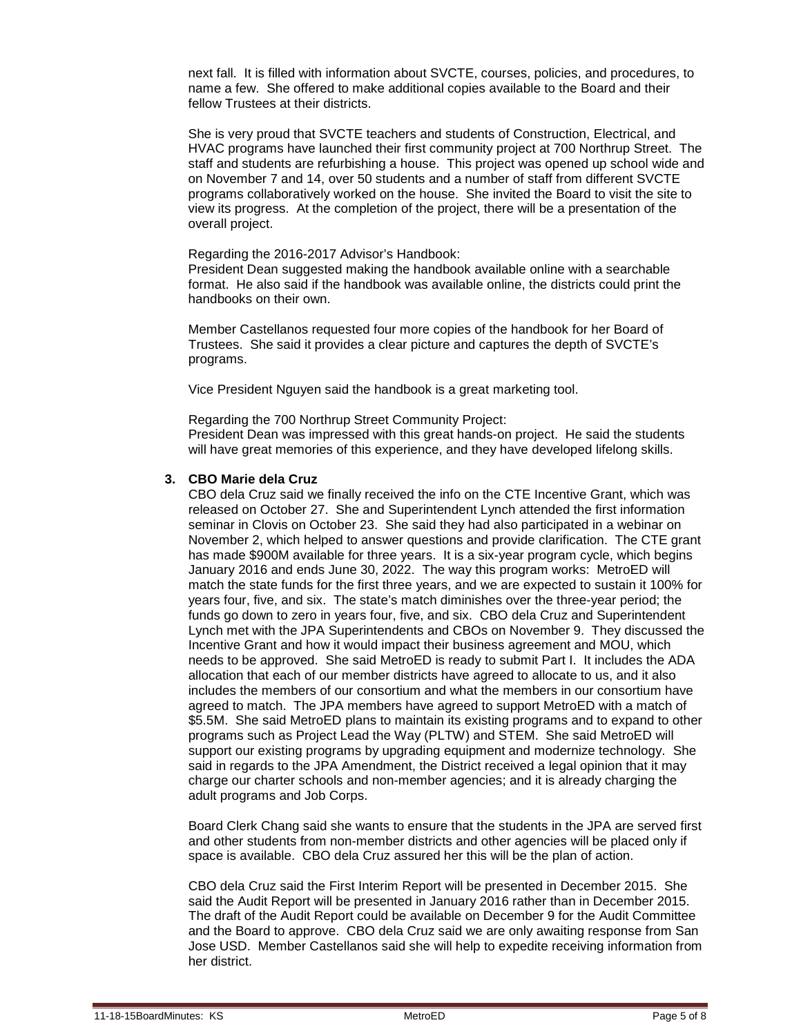next fall. It is filled with information about SVCTE, courses, policies, and procedures, to name a few. She offered to make additional copies available to the Board and their fellow Trustees at their districts.

She is very proud that SVCTE teachers and students of Construction, Electrical, and HVAC programs have launched their first community project at 700 Northrup Street. The staff and students are refurbishing a house. This project was opened up school wide and on November 7 and 14, over 50 students and a number of staff from different SVCTE programs collaboratively worked on the house. She invited the Board to visit the site to view its progress. At the completion of the project, there will be a presentation of the overall project.

Regarding the 2016-2017 Advisor's Handbook:
President Dean suggested making the handbook available online with a searchable format. He also said if the handbook was available online, the districts could print the handbooks on their own.

Member Castellanos requested four more copies of the handbook for her Board of Trustees. She said it provides a clear picture and captures the depth of SVCTE's programs.

Vice President Nguyen said the handbook is a great marketing tool.

Regarding the 700 Northrup Street Community Project:
President Dean was impressed with this great hands-on project. He said the students will have great memories of this experience, and they have developed lifelong skills.

**3. CBO Marie dela Cruz**

CBO dela Cruz said we finally received the info on the CTE Incentive Grant, which was released on October 27. She and Superintendent Lynch attended the first information seminar in Clovis on October 23. She said they had also participated in a webinar on November 2, which helped to answer questions and provide clarification. The CTE grant has made $900M available for three years. It is a six-year program cycle, which begins January 2016 and ends June 30, 2022. The way this program works: MetroED will match the state funds for the first three years, and we are expected to sustain it 100% for years four, five, and six. The state's match diminishes over the three-year period; the funds go down to zero in years four, five, and six. CBO dela Cruz and Superintendent Lynch met with the JPA Superintendents and CBOs on November 9. They discussed the Incentive Grant and how it would impact their business agreement and MOU, which needs to be approved. She said MetroED is ready to submit Part I. It includes the ADA allocation that each of our member districts have agreed to allocate to us, and it also includes the members of our consortium and what the members in our consortium have agreed to match. The JPA members have agreed to support MetroED with a match of $5.5M. She said MetroED plans to maintain its existing programs and to expand to other programs such as Project Lead the Way (PLTW) and STEM. She said MetroED will support our existing programs by upgrading equipment and modernize technology. She said in regards to the JPA Amendment, the District received a legal opinion that it may charge our charter schools and non-member agencies; and it is already charging the adult programs and Job Corps.

Board Clerk Chang said she wants to ensure that the students in the JPA are served first and other students from non-member districts and other agencies will be placed only if space is available. CBO dela Cruz assured her this will be the plan of action.

CBO dela Cruz said the First Interim Report will be presented in December 2015. She said the Audit Report will be presented in January 2016 rather than in December 2015. The draft of the Audit Report could be available on December 9 for the Audit Committee and the Board to approve. CBO dela Cruz said we are only awaiting response from San Jose USD. Member Castellanos said she will help to expedite receiving information from her district.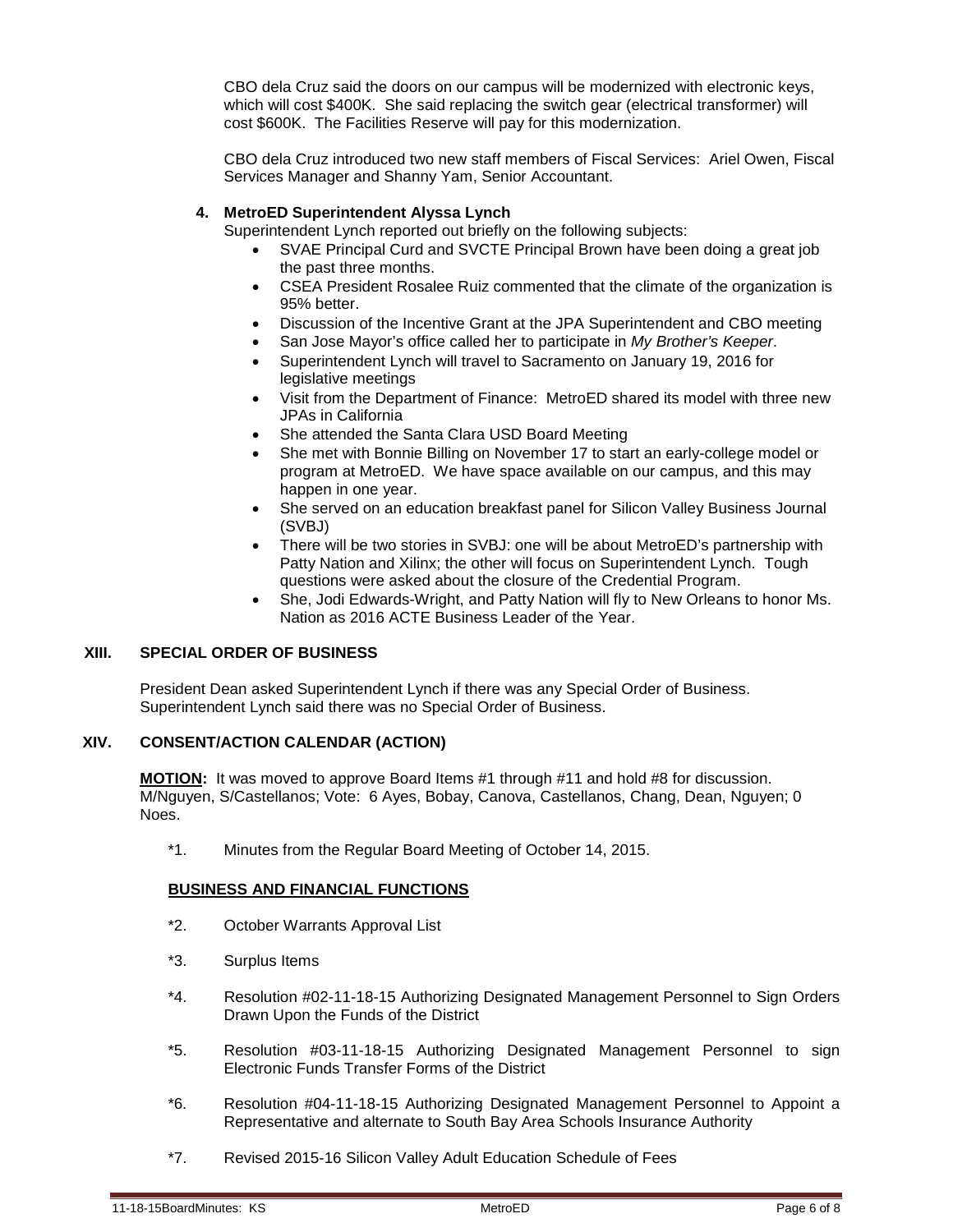CBO dela Cruz said the doors on our campus will be modernized with electronic keys, which will cost $400K. She said replacing the switch gear (electrical transformer) will cost $600K. The Facilities Reserve will pay for this modernization.

CBO dela Cruz introduced two new staff members of Fiscal Services: Ariel Owen, Fiscal Services Manager and Shanny Yam, Senior Accountant.

**4. MetroED Superintendent Alyssa Lynch**

Superintendent Lynch reported out briefly on the following subjects:

- SVAE Principal Curd and SVCTE Principal Brown have been doing a great job the past three months.
- CSEA President Rosalee Ruiz commented that the climate of the organization is 95% better.
- Discussion of the Incentive Grant at the JPA Superintendent and CBO meeting
- San Jose Mayor's office called her to participate in *My Brother's Keeper*.
- Superintendent Lynch will travel to Sacramento on January 19, 2016 for legislative meetings
- Visit from the Department of Finance: MetroED shared its model with three new JPAs in California
- She attended the Santa Clara USD Board Meeting
- She met with Bonnie Billing on November 17 to start an early-college model or program at MetroED. We have space available on our campus, and this may happen in one year.
- She served on an education breakfast panel for Silicon Valley Business Journal (SVBJ)
- There will be two stories in SVBJ: one will be about MetroED's partnership with Patty Nation and Xilinx; the other will focus on Superintendent Lynch. Tough questions were asked about the closure of the Credential Program.
- She, Jodi Edwards-Wright, and Patty Nation will fly to New Orleans to honor Ms. Nation as 2016 ACTE Business Leader of the Year.

## XIII. SPECIAL ORDER OF BUSINESS

President Dean asked Superintendent Lynch if there was any Special Order of Business. Superintendent Lynch said there was no Special Order of Business.

## XIV. CONSENT/ACTION CALENDAR (ACTION)

**MOTION:** It was moved to approve Board Items #1 through #11 and hold #8 for discussion. M/Nguyen, S/Castellanos; Vote: 6 Ayes, Bobay, Canova, Castellanos, Chang, Dean, Nguyen; 0 Noes.

*1. Minutes from the Regular Board Meeting of October 14, 2015.

**BUSINESS AND FINANCIAL FUNCTIONS**

*2. October Warrants Approval List

*3. Surplus Items

*4. Resolution #02-11-18-15 Authorizing Designated Management Personnel to Sign Orders Drawn Upon the Funds of the District

*5. Resolution #03-11-18-15 Authorizing Designated Management Personnel to sign Electronic Funds Transfer Forms of the District

*6. Resolution #04-11-18-15 Authorizing Designated Management Personnel to Appoint a Representative and alternate to South Bay Area Schools Insurance Authority

*7. Revised 2015-16 Silicon Valley Adult Education Schedule of Fees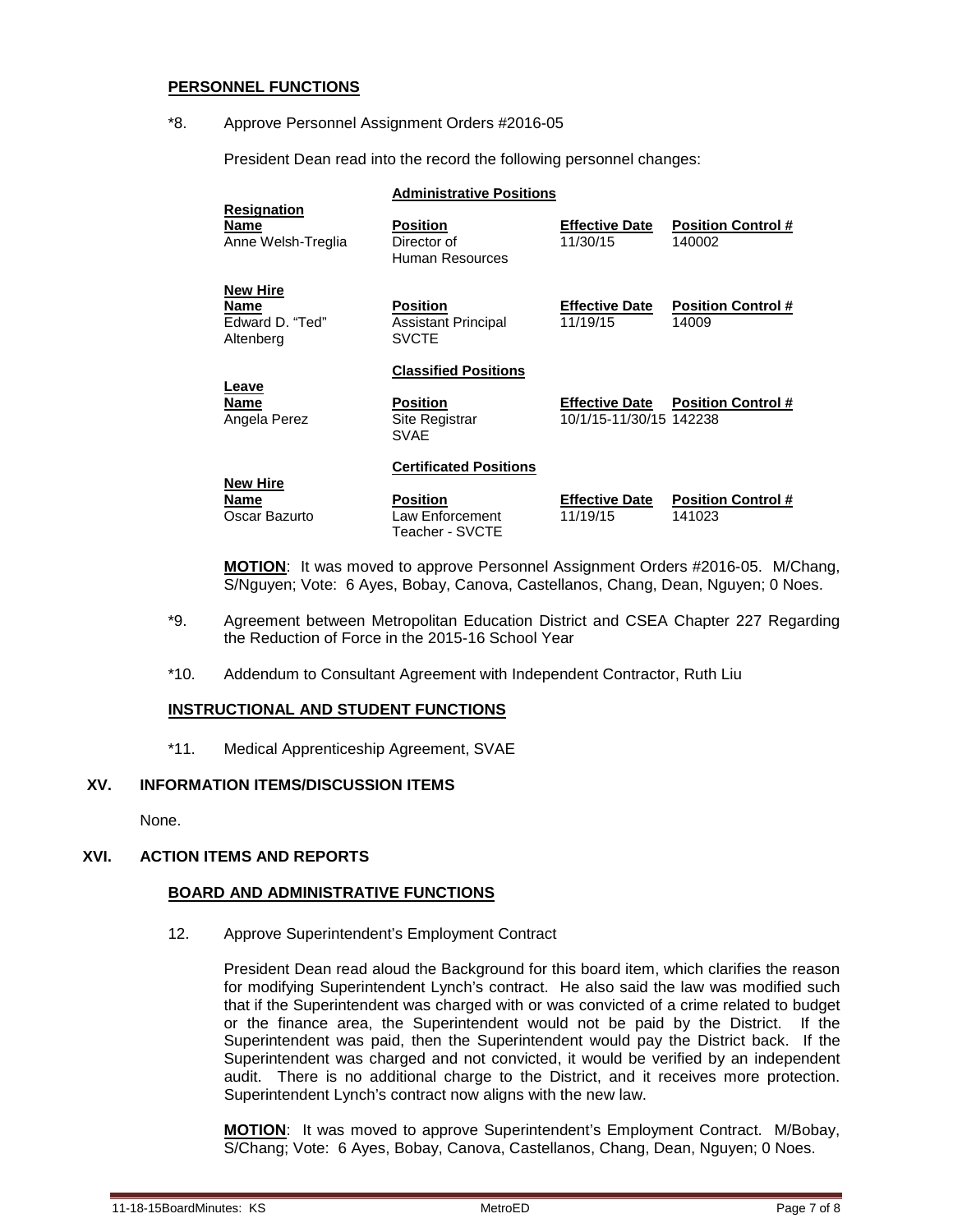**PERSONNEL FUNCTIONS**

*8. Approve Personnel Assignment Orders #2016-05

President Dean read into the record the following personnel changes:

**Administrative Positions**

**Resignation**

| Name | Position | Effective Date | Position Control # |
|---|---|---|---|
| Anne Welsh-Treglia | Director of Human Resources | 11/30/15 | 140002 |

**New Hire**

| Name | Position | Effective Date | Position Control # |
|---|---|---|---|
| Edward D. "Ted" Altenberg | Assistant Principal SVCTE | 11/19/15 | 14009 |

**Classified Positions**

**Leave**

| Name | Position | Effective Date | Position Control # |
|---|---|---|---|
| Angela Perez | Site Registrar SVAE | 10/1/15-11/30/15 | 142238 |

**Certificated Positions**

**New Hire**

| Name | Position | Effective Date | Position Control # |
|---|---|---|---|
| Oscar Bazurto | Law Enforcement Teacher - SVCTE | 11/19/15 | 141023 |

**MOTION**: It was moved to approve Personnel Assignment Orders #2016-05. M/Chang, S/Nguyen; Vote: 6 Ayes, Bobay, Canova, Castellanos, Chang, Dean, Nguyen; 0 Noes.

*9. Agreement between Metropolitan Education District and CSEA Chapter 227 Regarding the Reduction of Force in the 2015-16 School Year

*10. Addendum to Consultant Agreement with Independent Contractor, Ruth Liu

**INSTRUCTIONAL AND STUDENT FUNCTIONS**

*11. Medical Apprenticeship Agreement, SVAE

## XV. INFORMATION ITEMS/DISCUSSION ITEMS

None.

## XVI. ACTION ITEMS AND REPORTS

**BOARD AND ADMINISTRATIVE FUNCTIONS**

12. Approve Superintendent's Employment Contract

President Dean read aloud the Background for this board item, which clarifies the reason for modifying Superintendent Lynch's contract. He also said the law was modified such that if the Superintendent was charged with or was convicted of a crime related to budget or the finance area, the Superintendent would not be paid by the District. If the Superintendent was paid, then the Superintendent would pay the District back. If the Superintendent was charged and not convicted, it would be verified by an independent audit. There is no additional charge to the District, and it receives more protection. Superintendent Lynch's contract now aligns with the new law.

**MOTION**: It was moved to approve Superintendent's Employment Contract. M/Bobay, S/Chang; Vote: 6 Ayes, Bobay, Canova, Castellanos, Chang, Dean, Nguyen; 0 Noes.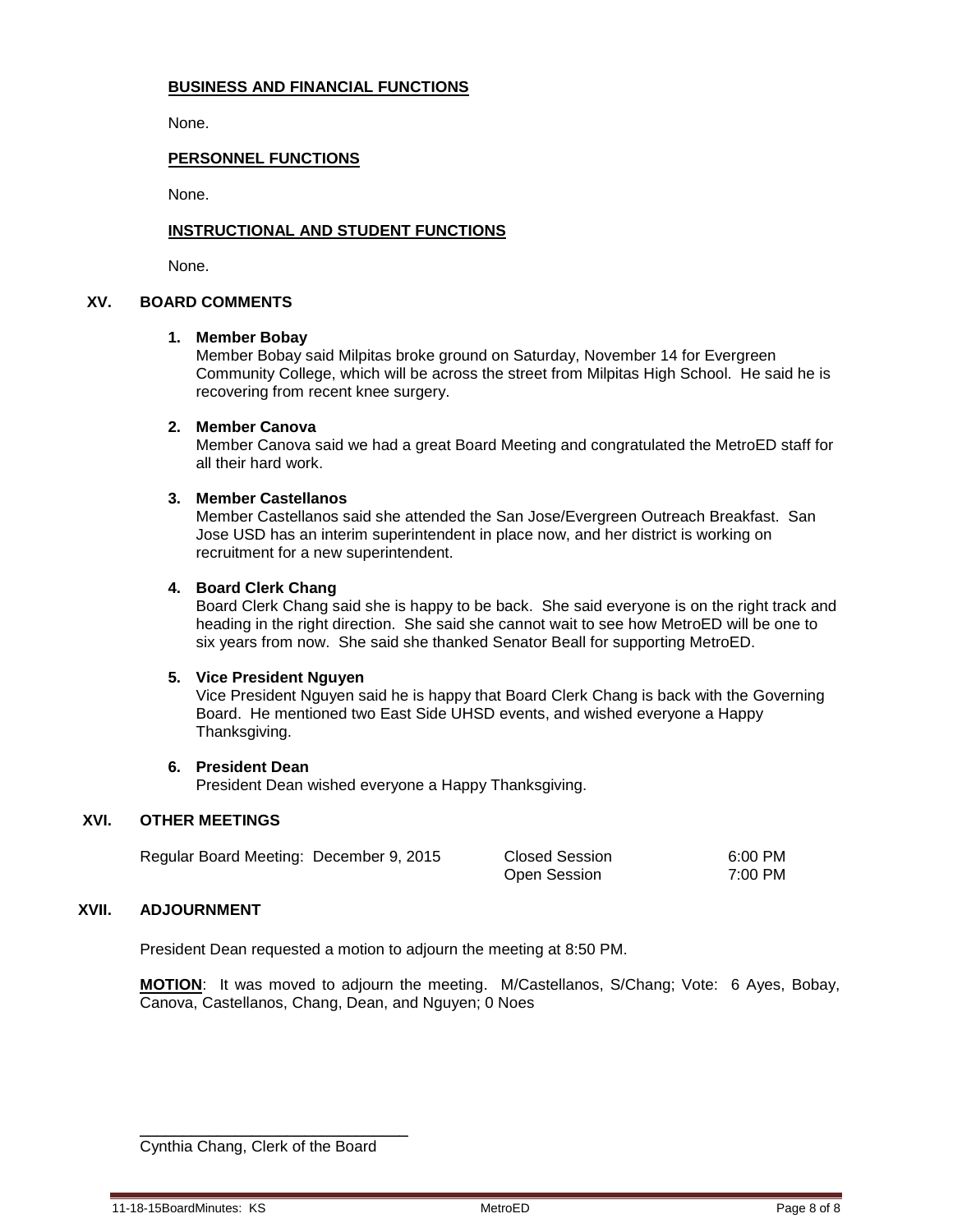### BUSINESS AND FINANCIAL FUNCTIONS

None.

### PERSONNEL FUNCTIONS

None.

### INSTRUCTIONAL AND STUDENT FUNCTIONS

None.

## XV. BOARD COMMENTS

1. **Member Bobay**
   Member Bobay said Milpitas broke ground on Saturday, November 14 for Evergreen Community College, which will be across the street from Milpitas High School. He said he is recovering from recent knee surgery.

2. **Member Canova**
   Member Canova said we had a great Board Meeting and congratulated the MetroED staff for all their hard work.

3. **Member Castellanos**
   Member Castellanos said she attended the San Jose/Evergreen Outreach Breakfast. San Jose USD has an interim superintendent in place now, and her district is working on recruitment for a new superintendent.

4. **Board Clerk Chang**
   Board Clerk Chang said she is happy to be back. She said everyone is on the right track and heading in the right direction. She said she cannot wait to see how MetroED will be one to six years from now. She said she thanked Senator Beall for supporting MetroED.

5. **Vice President Nguyen**
   Vice President Nguyen said he is happy that Board Clerk Chang is back with the Governing Board. He mentioned two East Side UHSD events, and wished everyone a Happy Thanksgiving.

6. **President Dean**
   President Dean wished everyone a Happy Thanksgiving.

## XVI. OTHER MEETINGS

| | | |
|---|---|---|
| Regular Board Meeting: December 9, 2015 | Closed Session | 6:00 PM |
| | Open Session | 7:00 PM |

## XVII. ADJOURNMENT

President Dean requested a motion to adjourn the meeting at 8:50 PM.

**MOTION**: It was moved to adjourn the meeting. M/Castellanos, S/Chang; Vote: 6 Ayes, Bobay, Canova, Castellanos, Chang, Dean, and Nguyen; 0 Noes

\_\_\_\_\_\_\_\_\_\_\_\_\_\_\_\_\_\_\_\_\_\_\_\_\_\_\_\_\_\_\_\_

Cynthia Chang, Clerk of the Board